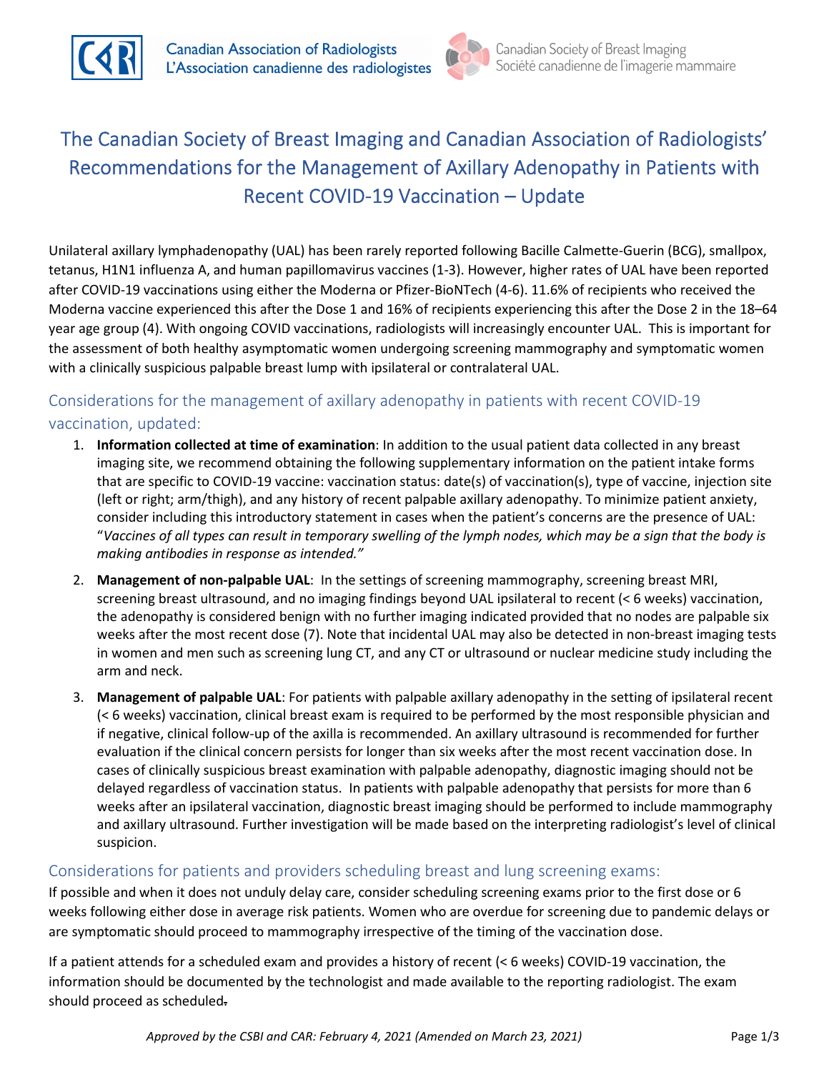Canadian Association of Radiologists
L'Association canadienne des radiologistes

Canadian Society of Breast Imaging
Société canadienne de l'imagerie mammaire

# The Canadian Society of Breast Imaging and Canadian Association of Radiologists' Recommendations for the Management of Axillary Adenopathy in Patients with Recent COVID-19 Vaccination – Update

Unilateral axillary lymphadenopathy (UAL) has been rarely reported following Bacille Calmette-Guerin (BCG), smallpox, tetanus, H1N1 influenza A, and human papillomavirus vaccines (1-3). However, higher rates of UAL have been reported after COVID-19 vaccinations using either the Moderna or Pfizer-BioNTech (4-6). 11.6% of recipients who received the Moderna vaccine experienced this after the Dose 1 and 16% of recipients experiencing this after the Dose 2 in the 18–64 year age group (4). With ongoing COVID vaccinations, radiologists will increasingly encounter UAL. This is important for the assessment of both healthy asymptomatic women undergoing screening mammography and symptomatic women with a clinically suspicious palpable breast lump with ipsilateral or contralateral UAL.

## Considerations for the management of axillary adenopathy in patients with recent COVID-19 vaccination, updated:

1. **Information collected at time of examination**: In addition to the usual patient data collected in any breast imaging site, we recommend obtaining the following supplementary information on the patient intake forms that are specific to COVID-19 vaccine: vaccination status: date(s) of vaccination(s), type of vaccine, injection site (left or right; arm/thigh), and any history of recent palpable axillary adenopathy. To minimize patient anxiety, consider including this introductory statement in cases when the patient's concerns are the presence of UAL: "*Vaccines of all types can result in temporary swelling of the lymph nodes, which may be a sign that the body is making antibodies in response as intended.*"
2. **Management of non-palpable UAL**: In the settings of screening mammography, screening breast MRI, screening breast ultrasound, and no imaging findings beyond UAL ipsilateral to recent (< 6 weeks) vaccination, the adenopathy is considered benign with no further imaging indicated provided that no nodes are palpable six weeks after the most recent dose (7). Note that incidental UAL may also be detected in non-breast imaging tests in women and men such as screening lung CT, and any CT or ultrasound or nuclear medicine study including the arm and neck.
3. **Management of palpable UAL**: For patients with palpable axillary adenopathy in the setting of ipsilateral recent (< 6 weeks) vaccination, clinical breast exam is required to be performed by the most responsible physician and if negative, clinical follow-up of the axilla is recommended. An axillary ultrasound is recommended for further evaluation if the clinical concern persists for longer than six weeks after the most recent vaccination dose. In cases of clinically suspicious breast examination with palpable adenopathy, diagnostic imaging should not be delayed regardless of vaccination status. In patients with palpable adenopathy that persists for more than 6 weeks after an ipsilateral vaccination, diagnostic breast imaging should be performed to include mammography and axillary ultrasound. Further investigation will be made based on the interpreting radiologist's level of clinical suspicion.

## Considerations for patients and providers scheduling breast and lung screening exams:

If possible and when it does not unduly delay care, consider scheduling screening exams prior to the first dose or 6 weeks following either dose in average risk patients. Women who are overdue for screening due to pandemic delays or are symptomatic should proceed to mammography irrespective of the timing of the vaccination dose.

If a patient attends for a scheduled exam and provides a history of recent (< 6 weeks) COVID-19 vaccination, the information should be documented by the technologist and made available to the reporting radiologist. The exam should proceed as scheduled.

*Approved by the CSBI and CAR: February 4, 2021 (Amended on March 23, 2021)*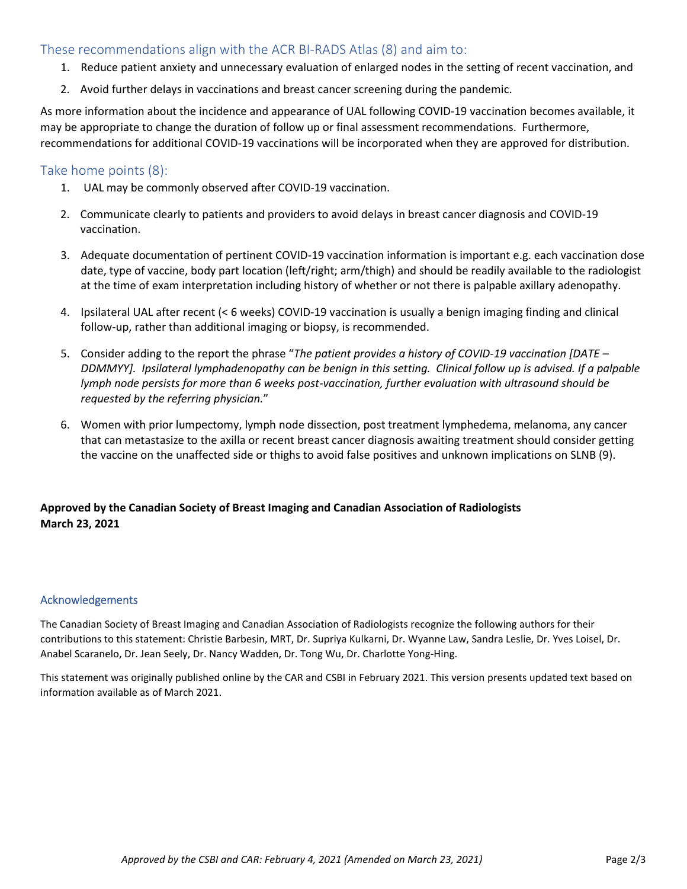## These recommendations align with the ACR BI-RADS Atlas (8) and aim to:

1. Reduce patient anxiety and unnecessary evaluation of enlarged nodes in the setting of recent vaccination, and
2. Avoid further delays in vaccinations and breast cancer screening during the pandemic.

As more information about the incidence and appearance of UAL following COVID-19 vaccination becomes available, it may be appropriate to change the duration of follow up or final assessment recommendations. Furthermore, recommendations for additional COVID-19 vaccinations will be incorporated when they are approved for distribution.

## Take home points (8):

1. UAL may be commonly observed after COVID-19 vaccination.
2. Communicate clearly to patients and providers to avoid delays in breast cancer diagnosis and COVID-19 vaccination.
3. Adequate documentation of pertinent COVID-19 vaccination information is important e.g. each vaccination dose date, type of vaccine, body part location (left/right; arm/thigh) and should be readily available to the radiologist at the time of exam interpretation including history of whether or not there is palpable axillary adenopathy.
4. Ipsilateral UAL after recent (< 6 weeks) COVID-19 vaccination is usually a benign imaging finding and clinical follow-up, rather than additional imaging or biopsy, is recommended.
5. Consider adding to the report the phrase "*The patient provides a history of COVID-19 vaccination [DATE – DDMMYY]. Ipsilateral lymphadenopathy can be benign in this setting. Clinical follow up is advised. If a palpable lymph node persists for more than 6 weeks post-vaccination, further evaluation with ultrasound should be requested by the referring physician.*"
6. Women with prior lumpectomy, lymph node dissection, post treatment lymphedema, melanoma, any cancer that can metastasize to the axilla or recent breast cancer diagnosis awaiting treatment should consider getting the vaccine on the unaffected side or thighs to avoid false positives and unknown implications on SLNB (9).

**Approved by the Canadian Society of Breast Imaging and Canadian Association of Radiologists**
**March 23, 2021**

## Acknowledgements

The Canadian Society of Breast Imaging and Canadian Association of Radiologists recognize the following authors for their contributions to this statement: Christie Barbesin, MRT, Dr. Supriya Kulkarni, Dr. Wyanne Law, Sandra Leslie, Dr. Yves Loisel, Dr. Anabel Scaranelo, Dr. Jean Seely, Dr. Nancy Wadden, Dr. Tong Wu, Dr. Charlotte Yong-Hing.

This statement was originally published online by the CAR and CSBI in February 2021. This version presents updated text based on information available as of March 2021.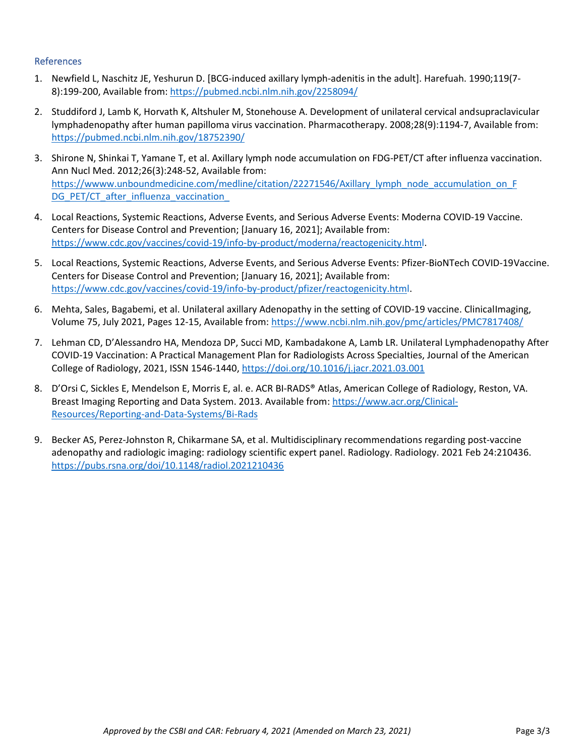## References

1. Newfield L, Naschitz JE, Yeshurun D. [BCG-induced axillary lymph-adenitis in the adult]. Harefuah. 1990;119(7-8):199-200, Available from: https://pubmed.ncbi.nlm.nih.gov/2258094/
2. Studdiford J, Lamb K, Horvath K, Altshuler M, Stonehouse A. Development of unilateral cervical andsupraclavicular lymphadenopathy after human papilloma virus vaccination. Pharmacotherapy. 2008;28(9):1194-7, Available from: https://pubmed.ncbi.nlm.nih.gov/18752390/
3. Shirone N, Shinkai T, Yamane T, et al. Axillary lymph node accumulation on FDG-PET/CT after influenza vaccination. Ann Nucl Med. 2012;26(3):248-52, Available from: https://wwww.unboundmedicine.com/medline/citation/22271546/Axillary_lymph_node_accumulation_on_FDG_PET/CT_after_influenza_vaccination_
4. Local Reactions, Systemic Reactions, Adverse Events, and Serious Adverse Events: Moderna COVID-19 Vaccine. Centers for Disease Control and Prevention; [January 16, 2021]; Available from: https://www.cdc.gov/vaccines/covid-19/info-by-product/moderna/reactogenicity.html.
5. Local Reactions, Systemic Reactions, Adverse Events, and Serious Adverse Events: Pfizer-BioNTech COVID-19Vaccine. Centers for Disease Control and Prevention; [January 16, 2021]; Available from: https://www.cdc.gov/vaccines/covid-19/info-by-product/pfizer/reactogenicity.html.
6. Mehta, Sales, Bagabemi, et al. Unilateral axillary Adenopathy in the setting of COVID-19 vaccine. ClinicalImaging, Volume 75, July 2021, Pages 12-15, Available from: https://www.ncbi.nlm.nih.gov/pmc/articles/PMC7817408/
7. Lehman CD, D'Alessandro HA, Mendoza DP, Succi MD, Kambadakone A, Lamb LR. Unilateral Lymphadenopathy After COVID-19 Vaccination: A Practical Management Plan for Radiologists Across Specialties, Journal of the American College of Radiology, 2021, ISSN 1546-1440, https://doi.org/10.1016/j.jacr.2021.03.001
8. D'Orsi C, Sickles E, Mendelson E, Morris E, al. e. ACR BI-RADS® Atlas, American College of Radiology, Reston, VA. Breast Imaging Reporting and Data System. 2013. Available from: https://www.acr.org/Clinical-Resources/Reporting-and-Data-Systems/Bi-Rads
9. Becker AS, Perez-Johnston R, Chikarmane SA, et al. Multidisciplinary recommendations regarding post-vaccine adenopathy and radiologic imaging: radiology scientific expert panel. Radiology. Radiology. 2021 Feb 24:210436. https://pubs.rsna.org/doi/10.1148/radiol.2021210436

*Approved by the CSBI and CAR: February 4, 2021 (Amended on March 23, 2021)*